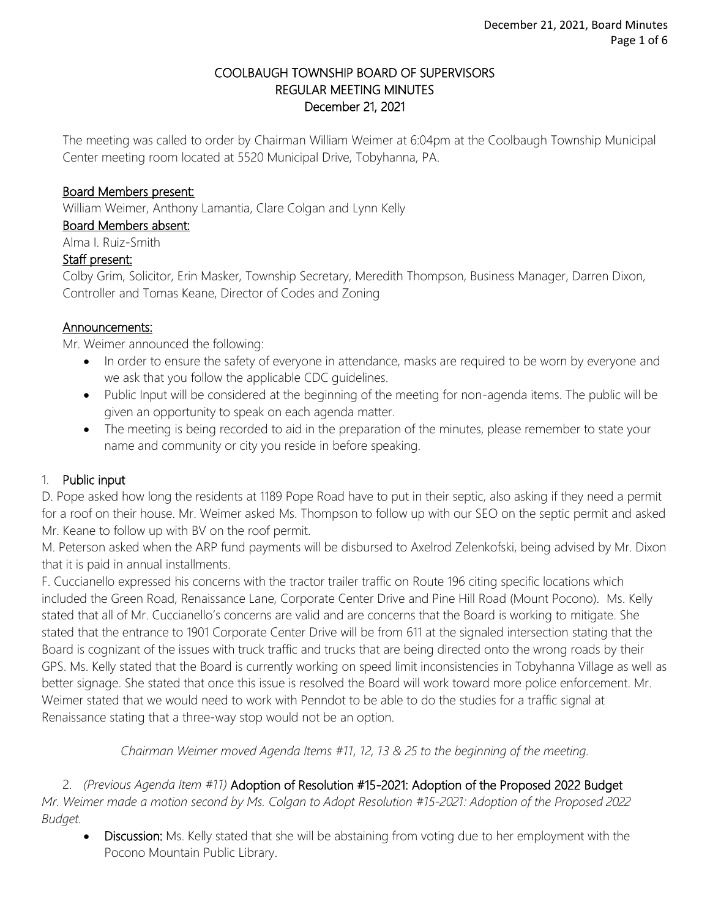# COOLBAUGH TOWNSHIP BOARD OF SUPERVISORS
## REGULAR MEETING MINUTES
## December 21, 2021

The meeting was called to order by Chairman William Weimer at 6:04pm at the Coolbaugh Township Municipal Center meeting room located at 5520 Municipal Drive, Tobyhanna, PA.

### Board Members present:
William Weimer, Anthony Lamantia, Clare Colgan and Lynn Kelly

### Board Members absent:
Alma I. Ruiz-Smith

### Staff present:
Colby Grim, Solicitor, Erin Masker, Township Secretary, Meredith Thompson, Business Manager, Darren Dixon, Controller and Tomas Keane, Director of Codes and Zoning

### Announcements:
Mr. Weimer announced the following:

- In order to ensure the safety of everyone in attendance, masks are required to be worn by everyone and we ask that you follow the applicable CDC guidelines.
- Public Input will be considered at the beginning of the meeting for non-agenda items. The public will be given an opportunity to speak on each agenda matter.
- The meeting is being recorded to aid in the preparation of the minutes, please remember to state your name and community or city you reside in before speaking.

1. **Public input**

D. Pope asked how long the residents at 1189 Pope Road have to put in their septic, also asking if they need a permit for a roof on their house. Mr. Weimer asked Ms. Thompson to follow up with our SEO on the septic permit and asked Mr. Keane to follow up with BV on the roof permit.

M. Peterson asked when the ARP fund payments will be disbursed to Axelrod Zelenkofski, being advised by Mr. Dixon that it is paid in annual installments.

F. Cuccianello expressed his concerns with the tractor trailer traffic on Route 196 citing specific locations which included the Green Road, Renaissance Lane, Corporate Center Drive and Pine Hill Road (Mount Pocono). Ms. Kelly stated that all of Mr. Cuccianello's concerns are valid and are concerns that the Board is working to mitigate. She stated that the entrance to 1901 Corporate Center Drive will be from 611 at the signaled intersection stating that the Board is cognizant of the issues with truck traffic and trucks that are being directed onto the wrong roads by their GPS. Ms. Kelly stated that the Board is currently working on speed limit inconsistencies in Tobyhanna Village as well as better signage. She stated that once this issue is resolved the Board will work toward more police enforcement. Mr. Weimer stated that we would need to work with Penndot to be able to do the studies for a traffic signal at Renaissance stating that a three-way stop would not be an option.

*Chairman Weimer moved Agenda Items #11, 12, 13 & 25 to the beginning of the meeting.*

2. *(Previous Agenda Item #11)* **Adoption of Resolution #15-2021: Adoption of the Proposed 2022 Budget**

*Mr. Weimer made a motion second by Ms. Colgan to Adopt Resolution #15-2021: Adoption of the Proposed 2022 Budget.*

- **Discussion:** Ms. Kelly stated that she will be abstaining from voting due to her employment with the Pocono Mountain Public Library.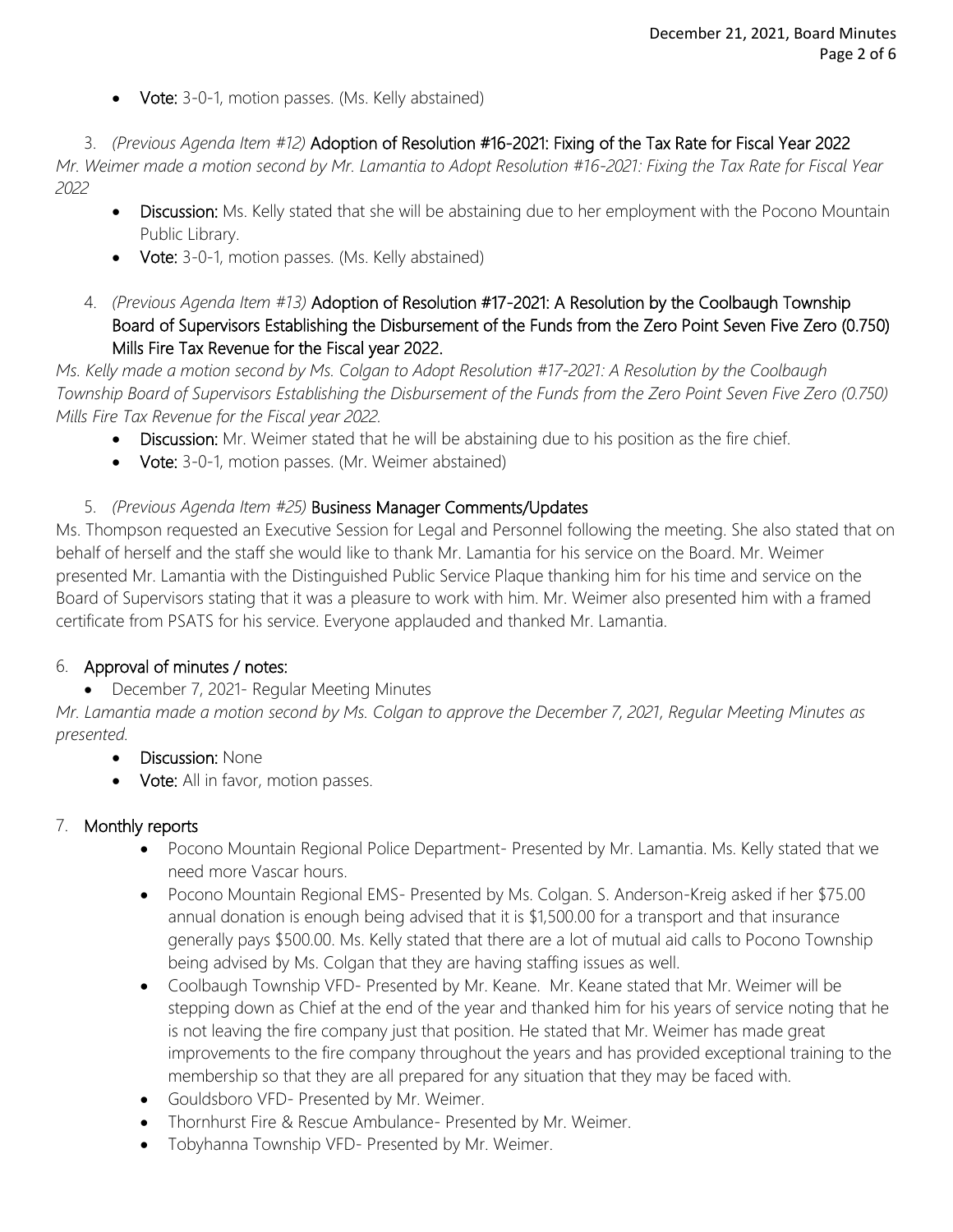- **Vote:** 3-0-1, motion passes. (Ms. Kelly abstained)

3. *(Previous Agenda Item #12)* **Adoption of Resolution #16-2021: Fixing of the Tax Rate for Fiscal Year 2022**

*Mr. Weimer made a motion second by Mr. Lamantia to Adopt Resolution #16-2021: Fixing the Tax Rate for Fiscal Year 2022*

- **Discussion:** Ms. Kelly stated that she will be abstaining due to her employment with the Pocono Mountain Public Library.
- **Vote:** 3-0-1, motion passes. (Ms. Kelly abstained)

4. *(Previous Agenda Item #13)* **Adoption of Resolution #17-2021: A Resolution by the Coolbaugh Township Board of Supervisors Establishing the Disbursement of the Funds from the Zero Point Seven Five Zero (0.750) Mills Fire Tax Revenue for the Fiscal year 2022.**

*Ms. Kelly made a motion second by Ms. Colgan to Adopt Resolution #17-2021: A Resolution by the Coolbaugh Township Board of Supervisors Establishing the Disbursement of the Funds from the Zero Point Seven Five Zero (0.750) Mills Fire Tax Revenue for the Fiscal year 2022.*

- **Discussion:** Mr. Weimer stated that he will be abstaining due to his position as the fire chief.
- **Vote:** 3-0-1, motion passes. (Mr. Weimer abstained)

5. *(Previous Agenda Item #25)* **Business Manager Comments/Updates**

Ms. Thompson requested an Executive Session for Legal and Personnel following the meeting. She also stated that on behalf of herself and the staff she would like to thank Mr. Lamantia for his service on the Board. Mr. Weimer presented Mr. Lamantia with the Distinguished Public Service Plaque thanking him for his time and service on the Board of Supervisors stating that it was a pleasure to work with him. Mr. Weimer also presented him with a framed certificate from PSATS for his service. Everyone applauded and thanked Mr. Lamantia.

## 6. Approval of minutes / notes:

- December 7, 2021- Regular Meeting Minutes

*Mr. Lamantia made a motion second by Ms. Colgan to approve the December 7, 2021, Regular Meeting Minutes as presented.*

- **Discussion:** None
- **Vote:** All in favor, motion passes.

## 7. Monthly reports

- Pocono Mountain Regional Police Department- Presented by Mr. Lamantia. Ms. Kelly stated that we need more Vascar hours.
- Pocono Mountain Regional EMS- Presented by Ms. Colgan. S. Anderson-Kreig asked if her $75.00 annual donation is enough being advised that it is $1,500.00 for a transport and that insurance generally pays $500.00. Ms. Kelly stated that there are a lot of mutual aid calls to Pocono Township being advised by Ms. Colgan that they are having staffing issues as well.
- Coolbaugh Township VFD- Presented by Mr. Keane. Mr. Keane stated that Mr. Weimer will be stepping down as Chief at the end of the year and thanked him for his years of service noting that he is not leaving the fire company just that position. He stated that Mr. Weimer has made great improvements to the fire company throughout the years and has provided exceptional training to the membership so that they are all prepared for any situation that they may be faced with.
- Gouldsboro VFD- Presented by Mr. Weimer.
- Thornhurst Fire & Rescue Ambulance- Presented by Mr. Weimer.
- Tobyhanna Township VFD- Presented by Mr. Weimer.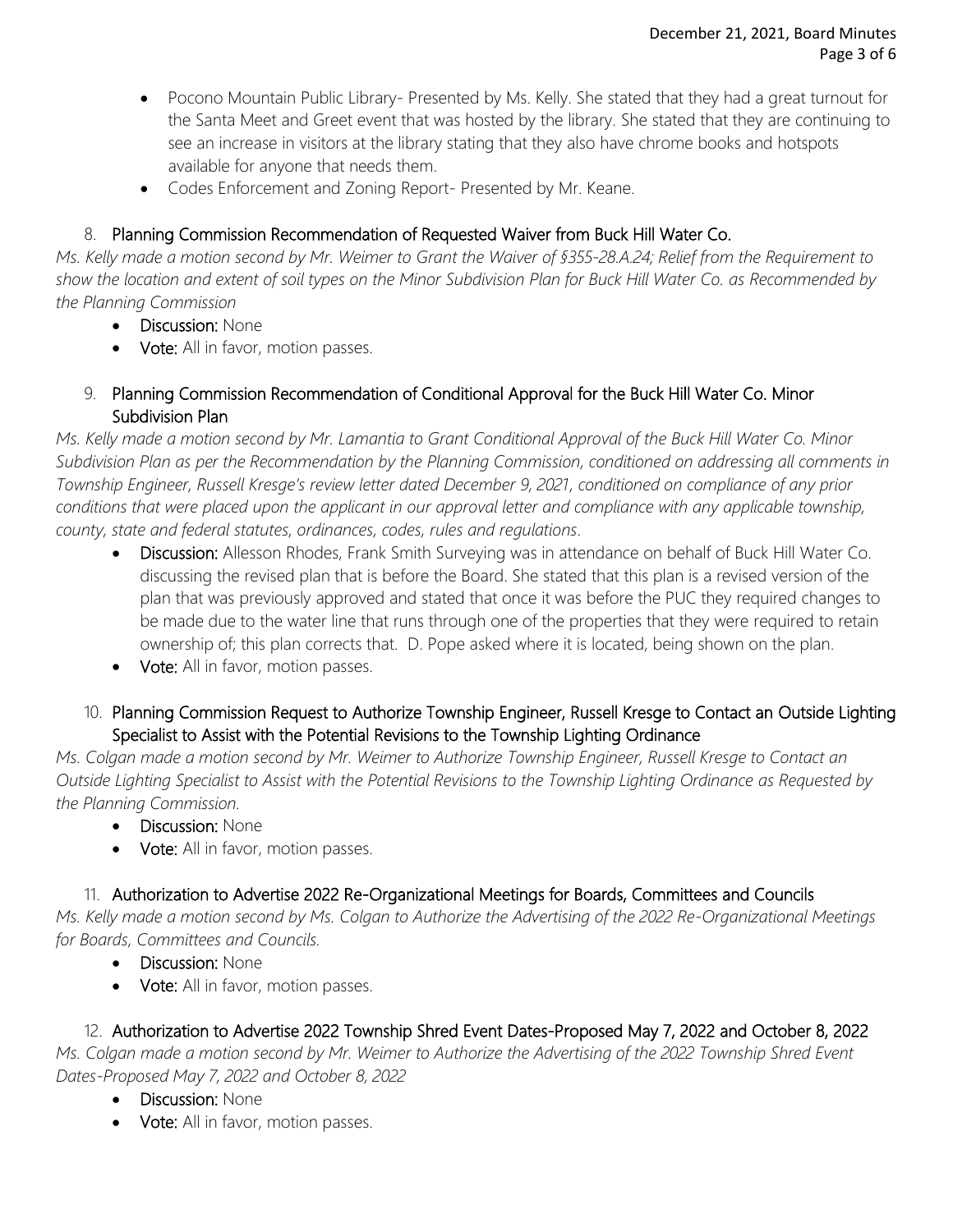- Pocono Mountain Public Library- Presented by Ms. Kelly. She stated that they had a great turnout for the Santa Meet and Greet event that was hosted by the library. She stated that they are continuing to see an increase in visitors at the library stating that they also have chrome books and hotspots available for anyone that needs them.
- Codes Enforcement and Zoning Report- Presented by Mr. Keane.

8. **Planning Commission Recommendation of Requested Waiver from Buck Hill Water Co.**

*Ms. Kelly made a motion second by Mr. Weimer to Grant the Waiver of §355-28.A.24; Relief from the Requirement to show the location and extent of soil types on the Minor Subdivision Plan for Buck Hill Water Co. as Recommended by the Planning Commission*

- **Discussion:** None
- **Vote:** All in favor, motion passes.

9. **Planning Commission Recommendation of Conditional Approval for the Buck Hill Water Co. Minor Subdivision Plan**

*Ms. Kelly made a motion second by Mr. Lamantia to Grant Conditional Approval of the Buck Hill Water Co. Minor Subdivision Plan as per the Recommendation by the Planning Commission, conditioned on addressing all comments in Township Engineer, Russell Kresge's review letter dated December 9, 2021, conditioned on compliance of any prior conditions that were placed upon the applicant in our approval letter and compliance with any applicable township, county, state and federal statutes, ordinances, codes, rules and regulations*.

- **Discussion:** Allesson Rhodes, Frank Smith Surveying was in attendance on behalf of Buck Hill Water Co. discussing the revised plan that is before the Board. She stated that this plan is a revised version of the plan that was previously approved and stated that once it was before the PUC they required changes to be made due to the water line that runs through one of the properties that they were required to retain ownership of; this plan corrects that. D. Pope asked where it is located, being shown on the plan.
- **Vote:** All in favor, motion passes.

10. **Planning Commission Request to Authorize Township Engineer, Russell Kresge to Contact an Outside Lighting Specialist to Assist with the Potential Revisions to the Township Lighting Ordinance**

*Ms. Colgan made a motion second by Mr. Weimer to Authorize Township Engineer, Russell Kresge to Contact an Outside Lighting Specialist to Assist with the Potential Revisions to the Township Lighting Ordinance as Requested by the Planning Commission.*

- **Discussion:** None
- **Vote:** All in favor, motion passes.

11. **Authorization to Advertise 2022 Re-Organizational Meetings for Boards, Committees and Councils**

*Ms. Kelly made a motion second by Ms. Colgan to Authorize the Advertising of the 2022 Re-Organizational Meetings for Boards, Committees and Councils.*

- **Discussion:** None
- **Vote:** All in favor, motion passes.

12. **Authorization to Advertise 2022 Township Shred Event Dates-Proposed May 7, 2022 and October 8, 2022**

*Ms. Colgan made a motion second by Mr. Weimer to Authorize the Advertising of the 2022 Township Shred Event Dates-Proposed May 7, 2022 and October 8, 2022*

- **Discussion:** None
- **Vote:** All in favor, motion passes.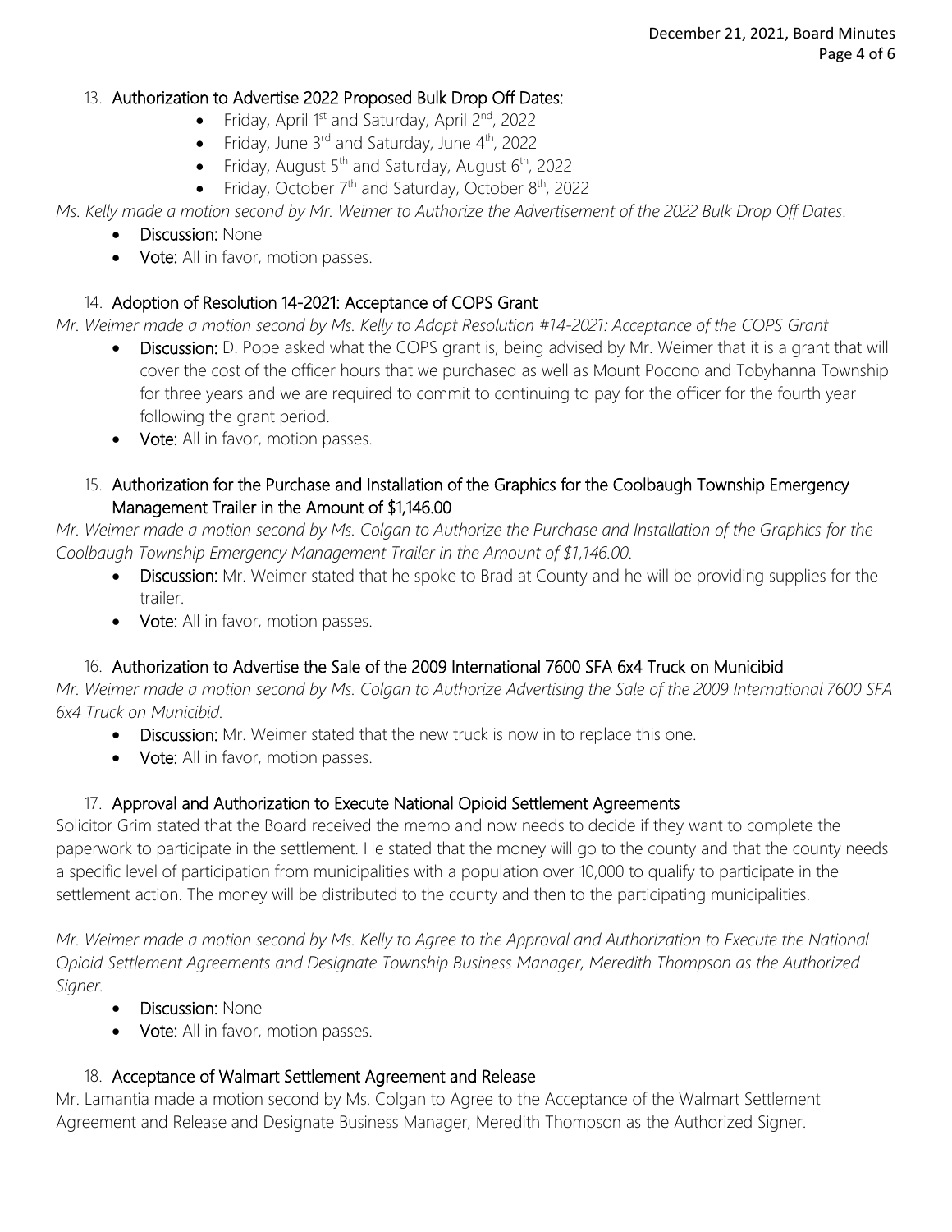13. **Authorization to Advertise 2022 Proposed Bulk Drop Off Dates:**
    - Friday, April 1st and Saturday, April 2nd, 2022
    - Friday, June 3rd and Saturday, June 4th, 2022
    - Friday, August 5th and Saturday, August 6th, 2022
    - Friday, October 7th and Saturday, October 8th, 2022

*Ms. Kelly made a motion second by Mr. Weimer to Authorize the Advertisement of the 2022 Bulk Drop Off Dates.*

- **Discussion:** None
- **Vote:** All in favor, motion passes.

14. **Adoption of Resolution 14-2021: Acceptance of COPS Grant**

*Mr. Weimer made a motion second by Ms. Kelly to Adopt Resolution #14-2021: Acceptance of the COPS Grant*

- **Discussion:** D. Pope asked what the COPS grant is, being advised by Mr. Weimer that it is a grant that will cover the cost of the officer hours that we purchased as well as Mount Pocono and Tobyhanna Township for three years and we are required to commit to continuing to pay for the officer for the fourth year following the grant period.
- **Vote:** All in favor, motion passes.

15. **Authorization for the Purchase and Installation of the Graphics for the Coolbaugh Township Emergency Management Trailer in the Amount of $1,146.00**

*Mr. Weimer made a motion second by Ms. Colgan to Authorize the Purchase and Installation of the Graphics for the Coolbaugh Township Emergency Management Trailer in the Amount of $1,146.00.*

- **Discussion:** Mr. Weimer stated that he spoke to Brad at County and he will be providing supplies for the trailer.
- **Vote:** All in favor, motion passes.

16. **Authorization to Advertise the Sale of the 2009 International 7600 SFA 6x4 Truck on Municibid**

*Mr. Weimer made a motion second by Ms. Colgan to Authorize Advertising the Sale of the 2009 International 7600 SFA 6x4 Truck on Municibid.*

- **Discussion:** Mr. Weimer stated that the new truck is now in to replace this one.
- **Vote:** All in favor, motion passes.

17. **Approval and Authorization to Execute National Opioid Settlement Agreements**

Solicitor Grim stated that the Board received the memo and now needs to decide if they want to complete the paperwork to participate in the settlement. He stated that the money will go to the county and that the county needs a specific level of participation from municipalities with a population over 10,000 to qualify to participate in the settlement action. The money will be distributed to the county and then to the participating municipalities.

*Mr. Weimer made a motion second by Ms. Kelly to Agree to the Approval and Authorization to Execute the National Opioid Settlement Agreements and Designate Township Business Manager, Meredith Thompson as the Authorized Signer.*

- **Discussion:** None
- **Vote:** All in favor, motion passes.

18. **Acceptance of Walmart Settlement Agreement and Release**

Mr. Lamantia made a motion second by Ms. Colgan to Agree to the Acceptance of the Walmart Settlement Agreement and Release and Designate Business Manager, Meredith Thompson as the Authorized Signer.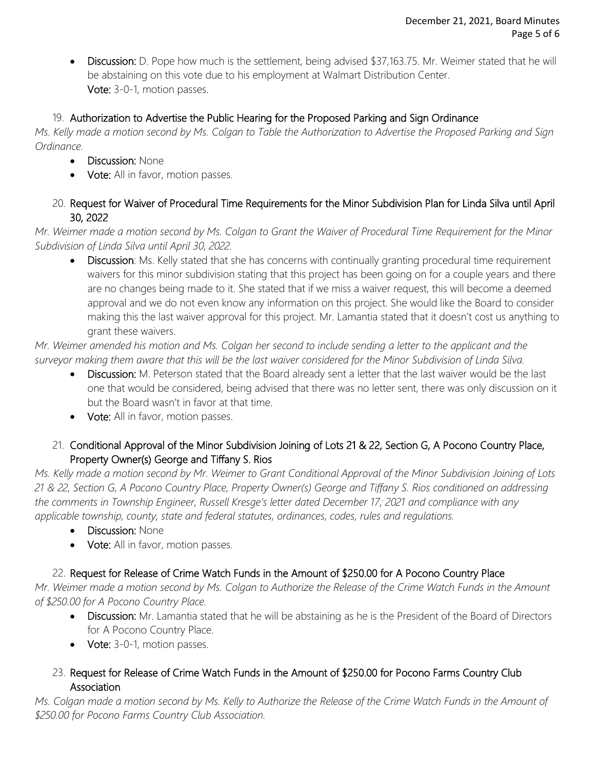- **Discussion:** D. Pope how much is the settlement, being advised $37,163.75. Mr. Weimer stated that he will be abstaining on this vote due to his employment at Walmart Distribution Center.
  **Vote:** 3-0-1, motion passes.

19. **Authorization to Advertise the Public Hearing for the Proposed Parking and Sign Ordinance**

*Ms. Kelly made a motion second by Ms. Colgan to Table the Authorization to Advertise the Proposed Parking and Sign Ordinance.*

- **Discussion:** None
- **Vote:** All in favor, motion passes.

20. **Request for Waiver of Procedural Time Requirements for the Minor Subdivision Plan for Linda Silva until April 30, 2022**

*Mr. Weimer made a motion second by Ms. Colgan to Grant the Waiver of Procedural Time Requirement for the Minor Subdivision of Linda Silva until April 30, 2022.*

- **Discussion**: Ms. Kelly stated that she has concerns with continually granting procedural time requirement waivers for this minor subdivision stating that this project has been going on for a couple years and there are no changes being made to it. She stated that if we miss a waiver request, this will become a deemed approval and we do not even know any information on this project. She would like the Board to consider making this the last waiver approval for this project. Mr. Lamantia stated that it doesn't cost us anything to grant these waivers.

*Mr. Weimer amended his motion and Ms. Colgan her second to include sending a letter to the applicant and the surveyor making them aware that this will be the last waiver considered for the Minor Subdivision of Linda Silva.*

- **Discussion:** M. Peterson stated that the Board already sent a letter that the last waiver would be the last one that would be considered, being advised that there was no letter sent, there was only discussion on it but the Board wasn't in favor at that time.
- **Vote:** All in favor, motion passes.

21. **Conditional Approval of the Minor Subdivision Joining of Lots 21 & 22, Section G, A Pocono Country Place, Property Owner(s) George and Tiffany S. Rios**

*Ms. Kelly made a motion second by Mr. Weimer to Grant Conditional Approval of the Minor Subdivision Joining of Lots 21 & 22, Section G, A Pocono Country Place, Property Owner(s) George and Tiffany S. Rios conditioned on addressing the comments in Township Engineer, Russell Kresge's letter dated December 17, 2021 and compliance with any applicable township, county, state and federal statutes, ordinances, codes, rules and regulations.*

- **Discussion:** None
- **Vote:** All in favor, motion passes.

22. **Request for Release of Crime Watch Funds in the Amount of $250.00 for A Pocono Country Place**

*Mr. Weimer made a motion second by Ms. Colgan to Authorize the Release of the Crime Watch Funds in the Amount of $250.00 for A Pocono Country Place.*

- **Discussion:** Mr. Lamantia stated that he will be abstaining as he is the President of the Board of Directors for A Pocono Country Place.
- **Vote:** 3-0-1, motion passes.

23. **Request for Release of Crime Watch Funds in the Amount of $250.00 for Pocono Farms Country Club Association**

*Ms. Colgan made a motion second by Ms. Kelly to Authorize the Release of the Crime Watch Funds in the Amount of $250.00 for Pocono Farms Country Club Association.*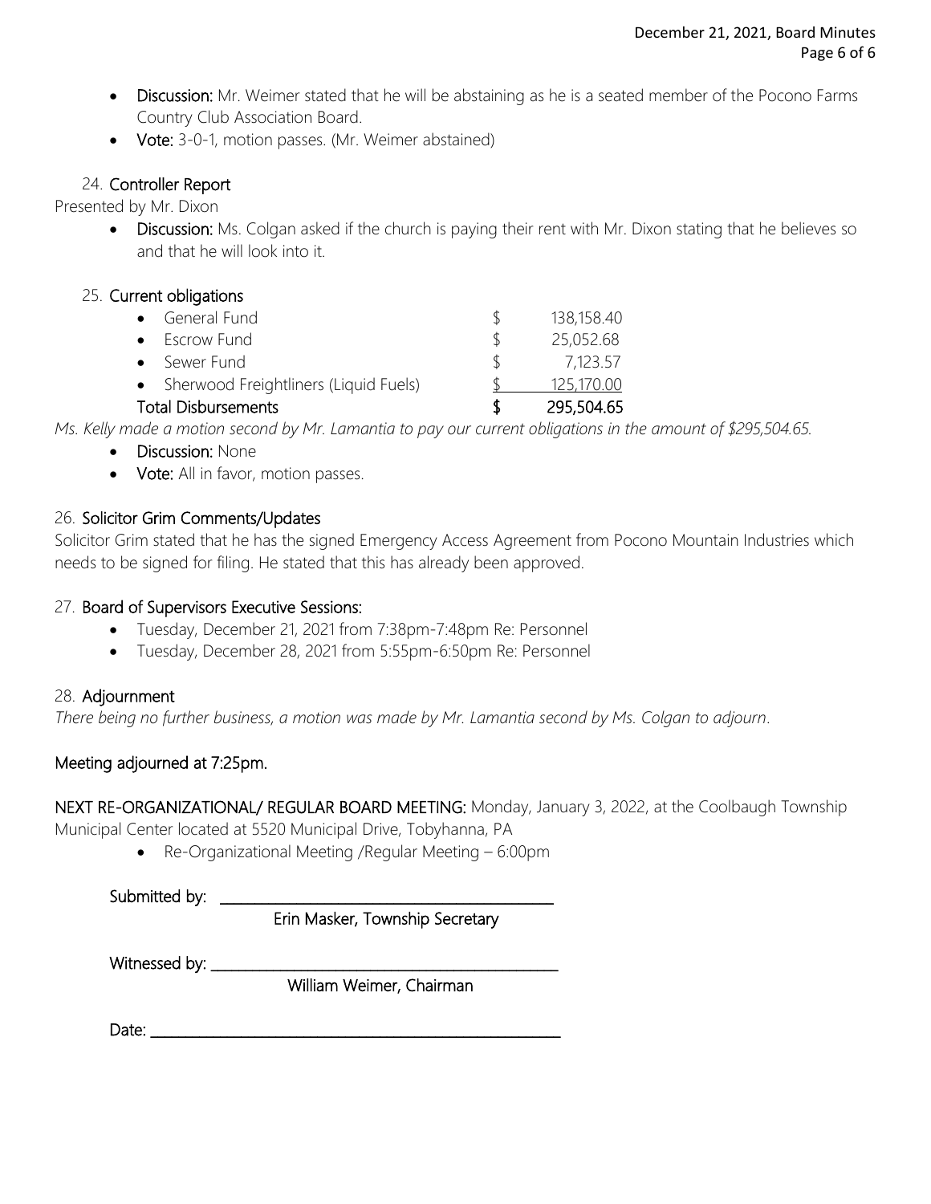- **Discussion:** Mr. Weimer stated that he will be abstaining as he is a seated member of the Pocono Farms Country Club Association Board.
- **Vote:** 3-0-1, motion passes. (Mr. Weimer abstained)

24. **Controller Report**

Presented by Mr. Dixon

- **Discussion:** Ms. Colgan asked if the church is paying their rent with Mr. Dixon stating that he believes so and that he will look into it.

25. **Current obligations**

| | | |
|---|---|---|
| • General Fund | $ | 138,158.40 |
| • Escrow Fund | $ | 25,052.68 |
| • Sewer Fund | $ | 7,123.57 |
| • Sherwood Freightliners (Liquid Fuels) | $ | 125,170.00 |
| **Total Disbursements** | **$** | **295,504.65** |

*Ms. Kelly made a motion second by Mr. Lamantia to pay our current obligations in the amount of $295,504.65.*

- **Discussion:** None
- **Vote:** All in favor, motion passes.

26. **Solicitor Grim Comments/Updates**

Solicitor Grim stated that he has the signed Emergency Access Agreement from Pocono Mountain Industries which needs to be signed for filing. He stated that this has already been approved.

27. **Board of Supervisors Executive Sessions:**

- Tuesday, December 21, 2021 from 7:38pm-7:48pm Re: Personnel
- Tuesday, December 28, 2021 from 5:55pm-6:50pm Re: Personnel

28. **Adjournment**

*There being no further business, a motion was made by Mr. Lamantia second by Ms. Colgan to adjourn.*

**Meeting adjourned at 7:25pm.**

**NEXT RE-ORGANIZATIONAL/ REGULAR BOARD MEETING:** Monday, January 3, 2022, at the Coolbaugh Township Municipal Center located at 5520 Municipal Drive, Tobyhanna, PA

- Re-Organizational Meeting /Regular Meeting – 6:00pm

Submitted by: ______________________________

Erin Masker, Township Secretary

Witnessed by: ______________________________

William Weimer, Chairman

Date: ______________________________